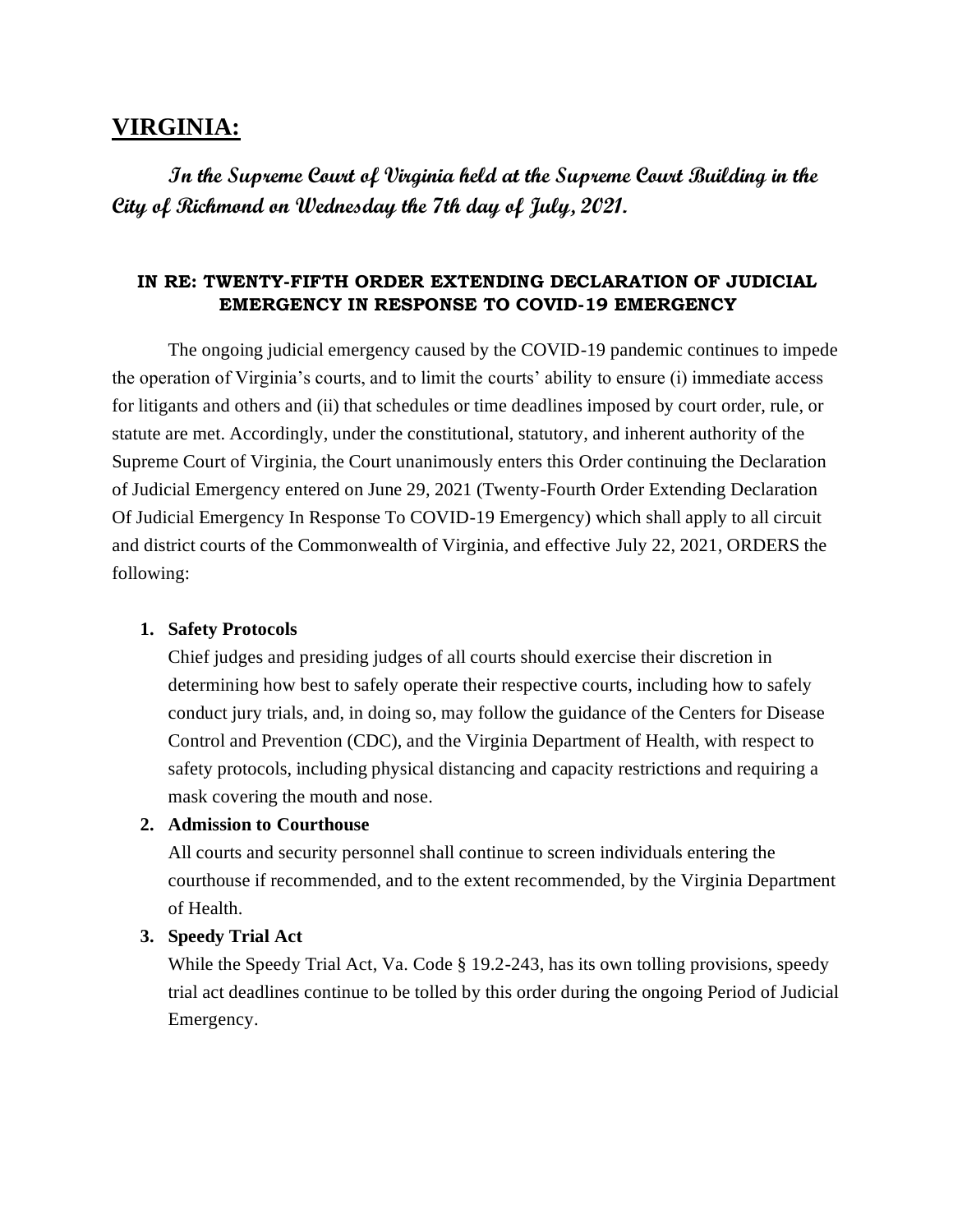# VIRGINIA:

***In the Supreme Court of Virginia held at the Supreme Court Building in the City of Richmond on Wednesday the 7th day of July, 2021.***

**IN RE: TWENTY-FIFTH ORDER EXTENDING DECLARATION OF JUDICIAL EMERGENCY IN RESPONSE TO COVID-19 EMERGENCY**

The ongoing judicial emergency caused by the COVID-19 pandemic continues to impede the operation of Virginia's courts, and to limit the courts' ability to ensure (i) immediate access for litigants and others and (ii) that schedules or time deadlines imposed by court order, rule, or statute are met. Accordingly, under the constitutional, statutory, and inherent authority of the Supreme Court of Virginia, the Court unanimously enters this Order continuing the Declaration of Judicial Emergency entered on June 29, 2021 (Twenty-Fourth Order Extending Declaration Of Judicial Emergency In Response To COVID-19 Emergency) which shall apply to all circuit and district courts of the Commonwealth of Virginia, and effective July 22, 2021, ORDERS the following:

1. **Safety Protocols**
   Chief judges and presiding judges of all courts should exercise their discretion in determining how best to safely operate their respective courts, including how to safely conduct jury trials, and, in doing so, may follow the guidance of the Centers for Disease Control and Prevention (CDC), and the Virginia Department of Health, with respect to safety protocols, including physical distancing and capacity restrictions and requiring a mask covering the mouth and nose.
2. **Admission to Courthouse**
   All courts and security personnel shall continue to screen individuals entering the courthouse if recommended, and to the extent recommended, by the Virginia Department of Health.
3. **Speedy Trial Act**
   While the Speedy Trial Act, Va. Code § 19.2-243, has its own tolling provisions, speedy trial act deadlines continue to be tolled by this order during the ongoing Period of Judicial Emergency.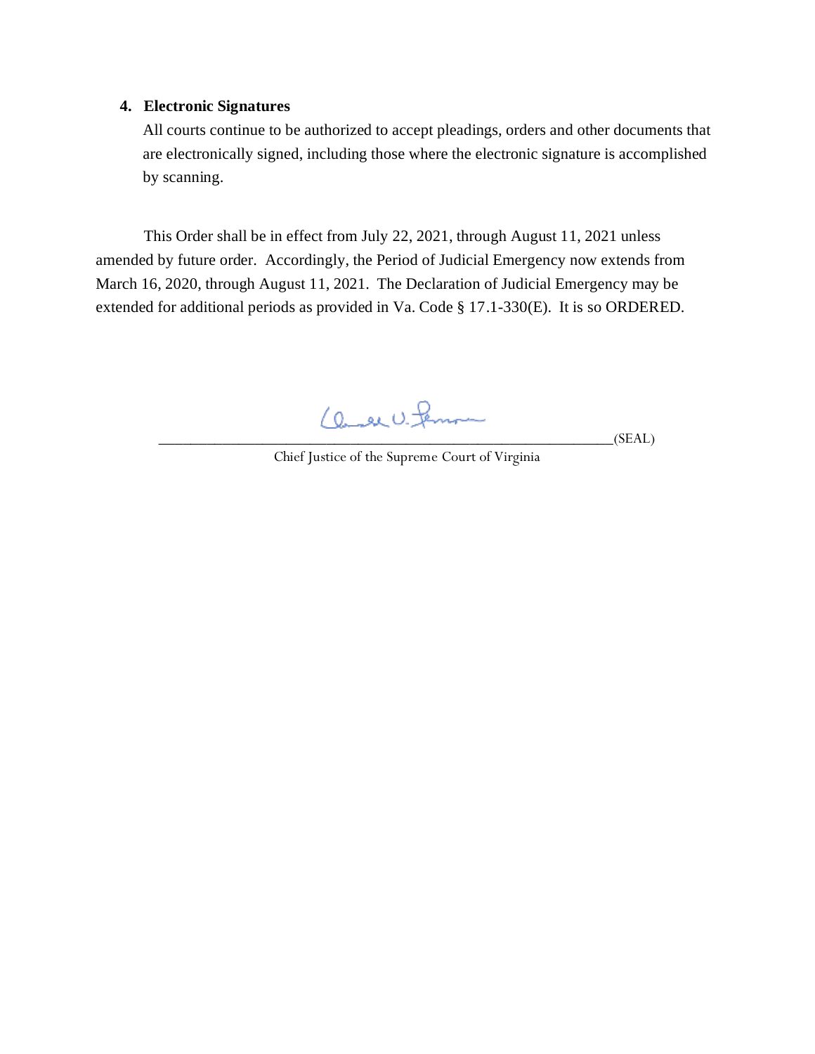4. **Electronic Signatures**

   All courts continue to be authorized to accept pleadings, orders and other documents that are electronically signed, including those where the electronic signature is accomplished by scanning.

This Order shall be in effect from July 22, 2021, through August 11, 2021 unless amended by future order. Accordingly, the Period of Judicial Emergency now extends from March 16, 2020, through August 11, 2021. The Declaration of Judicial Emergency may be extended for additional periods as provided in Va. Code § 17.1-330(E). It is so ORDERED.

_______________________________________________(SEAL)

Chief Justice of the Supreme Court of Virginia